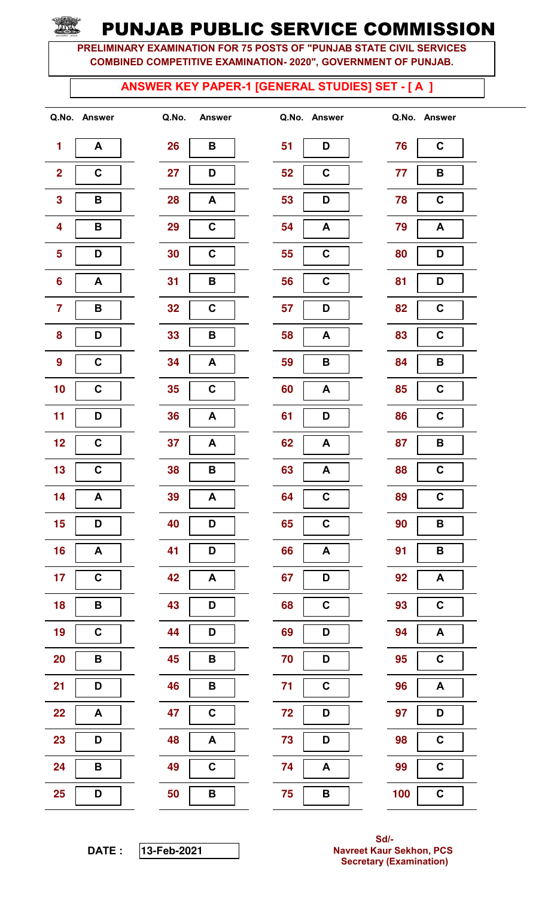# PUNJAB PUBLIC SERVICE COMMISSION

**PRELIMINARY EXAMINATION FOR 75 POSTS OF "PUNJAB STATE CIVIL SERVICES COMBINED COMPETITIVE EXAMINATION- 2020", GOVERNMENT OF PUNJAB.**

## ANSWER KEY PAPER-1 [GENERAL STUDIES] SET - [ A ]

| Q.No. | Answer | Q.No. | Answer | Q.No. | Answer | Q.No. | Answer |
|---|---|---|---|---|---|---|---|
| 1 | A | 26 | B | 51 | D | 76 | C |
| 2 | C | 27 | D | 52 | C | 77 | B |
| 3 | B | 28 | A | 53 | D | 78 | C |
| 4 | B | 29 | C | 54 | A | 79 | A |
| 5 | D | 30 | C | 55 | C | 80 | D |
| 6 | A | 31 | B | 56 | C | 81 | D |
| 7 | B | 32 | C | 57 | D | 82 | C |
| 8 | D | 33 | B | 58 | A | 83 | C |
| 9 | C | 34 | A | 59 | B | 84 | B |
| 10 | C | 35 | C | 60 | A | 85 | C |
| 11 | D | 36 | A | 61 | D | 86 | C |
| 12 | C | 37 | A | 62 | A | 87 | B |
| 13 | C | 38 | B | 63 | A | 88 | C |
| 14 | A | 39 | A | 64 | C | 89 | C |
| 15 | D | 40 | D | 65 | C | 90 | B |
| 16 | A | 41 | D | 66 | A | 91 | B |
| 17 | C | 42 | A | 67 | D | 92 | A |
| 18 | B | 43 | D | 68 | C | 93 | C |
| 19 | C | 44 | D | 69 | D | 94 | A |
| 20 | B | 45 | B | 70 | D | 95 | C |
| 21 | D | 46 | B | 71 | C | 96 | A |
| 22 | A | 47 | C | 72 | D | 97 | D |
| 23 | D | 48 | A | 73 | D | 98 | C |
| 24 | B | 49 | C | 74 | A | 99 | C |
| 25 | D | 50 | B | 75 | B | 100 | C |

**DATE :** 13-Feb-2021

**Sd/-**
**Navreet Kaur Sekhon, PCS**
**Secretary (Examination)**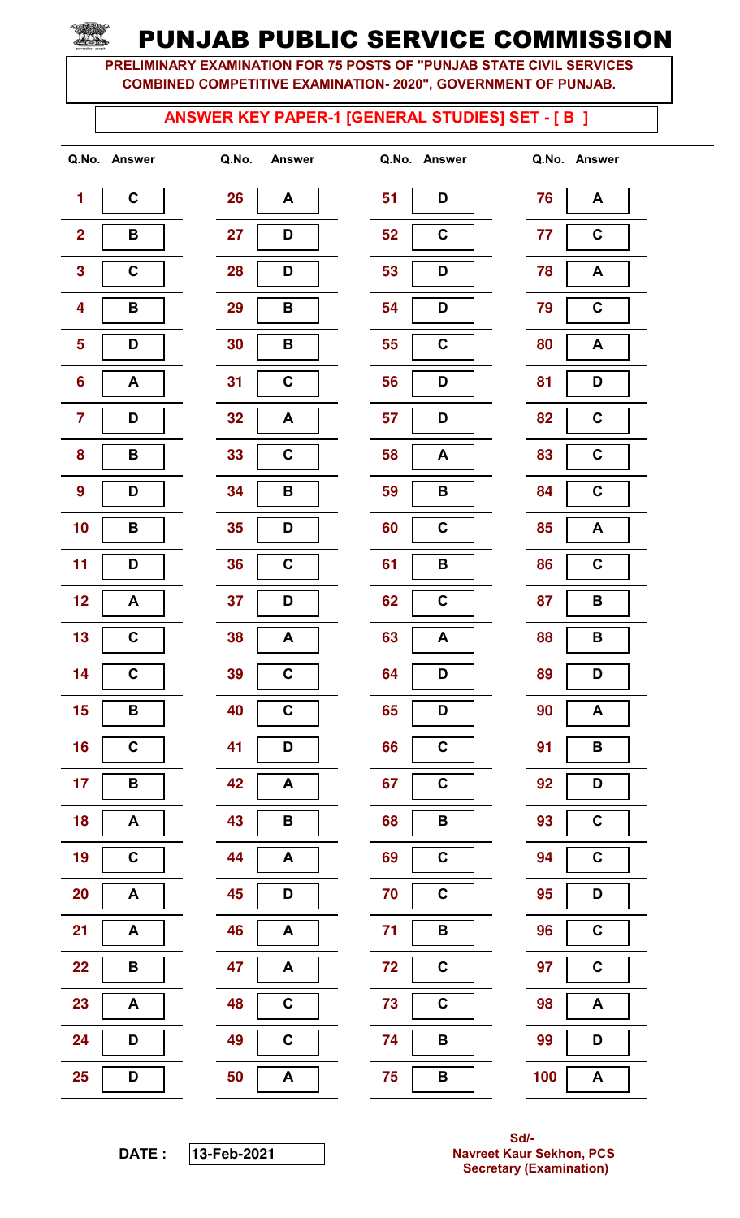# PUNJAB PUBLIC SERVICE COMMISSION

**PRELIMINARY EXAMINATION FOR 75 POSTS OF "PUNJAB STATE CIVIL SERVICES COMBINED COMPETITIVE EXAMINATION- 2020", GOVERNMENT OF PUNJAB.**

## ANSWER KEY PAPER-1 [GENERAL STUDIES] SET - [ B ]

| Q.No. | Answer | Q.No. | Answer | Q.No. | Answer | Q.No. | Answer |
|---|---|---|---|---|---|---|---|
| 1 | C | 26 | A | 51 | D | 76 | A |
| 2 | B | 27 | D | 52 | C | 77 | C |
| 3 | C | 28 | D | 53 | D | 78 | A |
| 4 | B | 29 | B | 54 | D | 79 | C |
| 5 | D | 30 | B | 55 | C | 80 | A |
| 6 | A | 31 | C | 56 | D | 81 | D |
| 7 | D | 32 | A | 57 | D | 82 | C |
| 8 | B | 33 | C | 58 | A | 83 | C |
| 9 | D | 34 | B | 59 | B | 84 | C |
| 10 | B | 35 | D | 60 | C | 85 | A |
| 11 | D | 36 | C | 61 | B | 86 | C |
| 12 | A | 37 | D | 62 | C | 87 | B |
| 13 | C | 38 | A | 63 | A | 88 | B |
| 14 | C | 39 | C | 64 | D | 89 | D |
| 15 | B | 40 | C | 65 | D | 90 | A |
| 16 | C | 41 | D | 66 | C | 91 | B |
| 17 | B | 42 | A | 67 | C | 92 | D |
| 18 | A | 43 | B | 68 | B | 93 | C |
| 19 | C | 44 | A | 69 | C | 94 | C |
| 20 | A | 45 | D | 70 | C | 95 | D |
| 21 | A | 46 | A | 71 | B | 96 | C |
| 22 | B | 47 | A | 72 | C | 97 | C |
| 23 | A | 48 | C | 73 | C | 98 | A |
| 24 | D | 49 | C | 74 | B | 99 | D |
| 25 | D | 50 | A | 75 | B | 100 | A |

**DATE :** 13-Feb-2021

**Sd/-**
**Navreet Kaur Sekhon, PCS**
**Secretary (Examination)**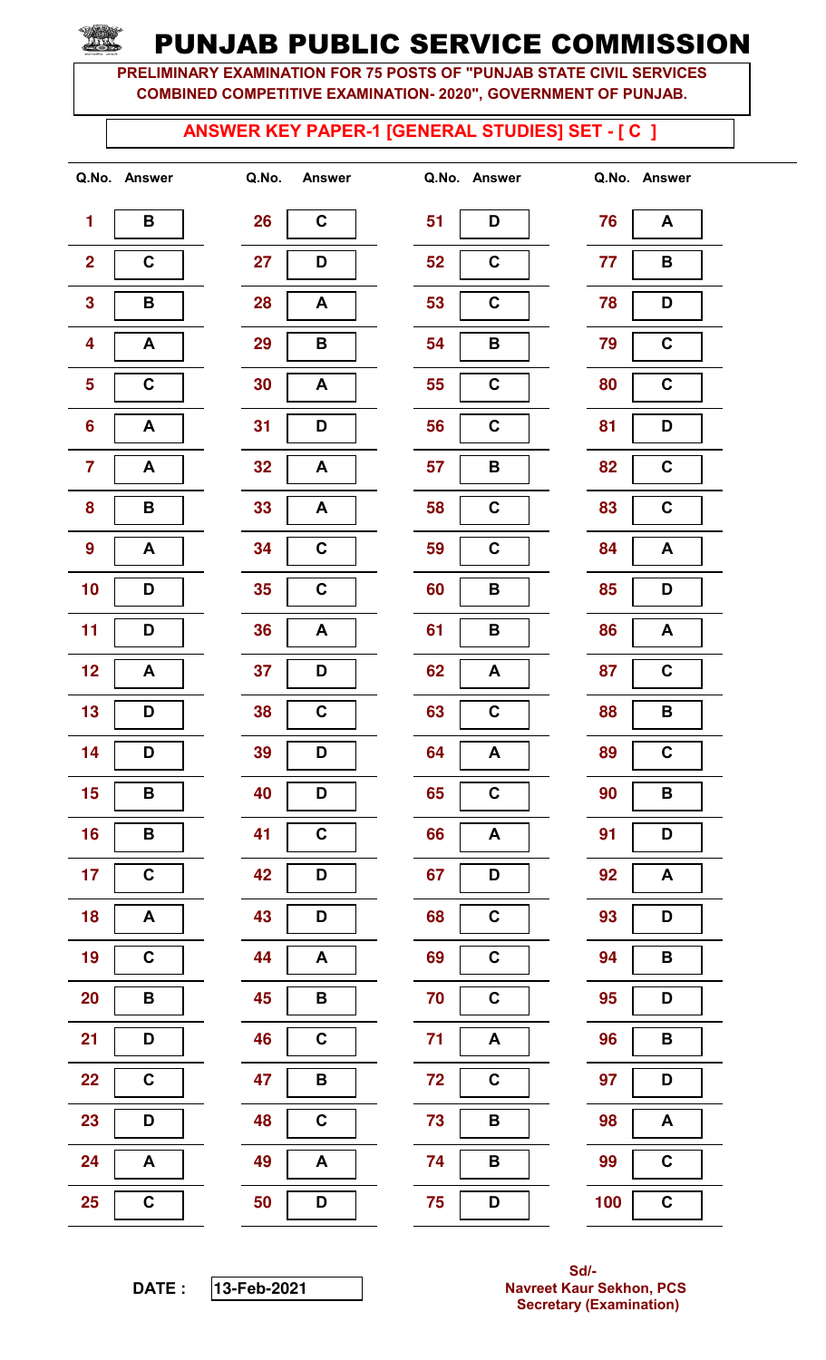# PUNJAB PUBLIC SERVICE COMMISSION

**PRELIMINARY EXAMINATION FOR 75 POSTS OF "PUNJAB STATE CIVIL SERVICES COMBINED COMPETITIVE EXAMINATION- 2020", GOVERNMENT OF PUNJAB.**

## ANSWER KEY PAPER-1 [GENERAL STUDIES] SET - [ C ]

| Q.No. | Answer | Q.No. | Answer | Q.No. | Answer | Q.No. | Answer |
|---|---|---|---|---|---|---|---|
| 1 | B | 26 | C | 51 | D | 76 | A |
| 2 | C | 27 | D | 52 | C | 77 | B |
| 3 | B | 28 | A | 53 | C | 78 | D |
| 4 | A | 29 | B | 54 | B | 79 | C |
| 5 | C | 30 | A | 55 | C | 80 | C |
| 6 | A | 31 | D | 56 | C | 81 | D |
| 7 | A | 32 | A | 57 | B | 82 | C |
| 8 | B | 33 | A | 58 | C | 83 | C |
| 9 | A | 34 | C | 59 | C | 84 | A |
| 10 | D | 35 | C | 60 | B | 85 | D |
| 11 | D | 36 | A | 61 | B | 86 | A |
| 12 | A | 37 | D | 62 | A | 87 | C |
| 13 | D | 38 | C | 63 | C | 88 | B |
| 14 | D | 39 | D | 64 | A | 89 | C |
| 15 | B | 40 | D | 65 | C | 90 | B |
| 16 | B | 41 | C | 66 | A | 91 | D |
| 17 | C | 42 | D | 67 | D | 92 | A |
| 18 | A | 43 | D | 68 | C | 93 | D |
| 19 | C | 44 | A | 69 | C | 94 | B |
| 20 | B | 45 | B | 70 | C | 95 | D |
| 21 | D | 46 | C | 71 | A | 96 | B |
| 22 | C | 47 | B | 72 | C | 97 | D |
| 23 | D | 48 | C | 73 | B | 98 | A |
| 24 | A | 49 | A | 74 | B | 99 | C |
| 25 | C | 50 | D | 75 | D | 100 | C |

**DATE :** 13-Feb-2021

**Sd/-**
**Navreet Kaur Sekhon, PCS**
**Secretary (Examination)**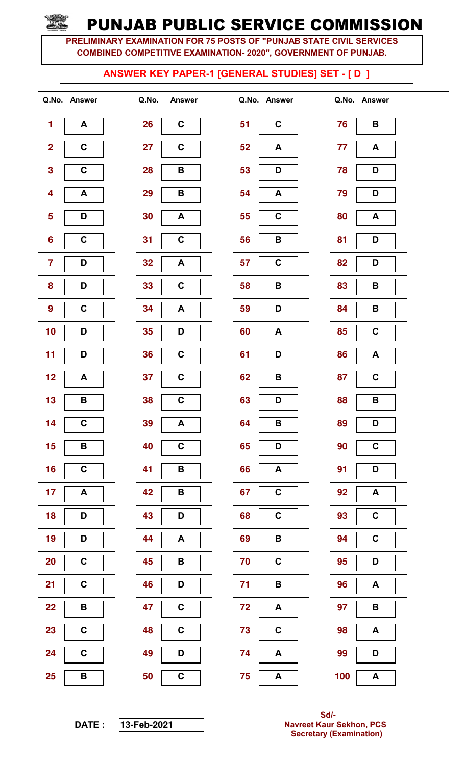# PUNJAB PUBLIC SERVICE COMMISSION

**PRELIMINARY EXAMINATION FOR 75 POSTS OF "PUNJAB STATE CIVIL SERVICES COMBINED COMPETITIVE EXAMINATION- 2020", GOVERNMENT OF PUNJAB.**

## ANSWER KEY PAPER-1 [GENERAL STUDIES] SET - [ D ]

| Q.No. | Answer | Q.No. | Answer | Q.No. | Answer | Q.No. | Answer |
|---|---|---|---|---|---|---|---|
| 1 | A | 26 | C | 51 | C | 76 | B |
| 2 | C | 27 | C | 52 | A | 77 | A |
| 3 | C | 28 | B | 53 | D | 78 | D |
| 4 | A | 29 | B | 54 | A | 79 | D |
| 5 | D | 30 | A | 55 | C | 80 | A |
| 6 | C | 31 | C | 56 | B | 81 | D |
| 7 | D | 32 | A | 57 | C | 82 | D |
| 8 | D | 33 | C | 58 | B | 83 | B |
| 9 | C | 34 | A | 59 | D | 84 | B |
| 10 | D | 35 | D | 60 | A | 85 | C |
| 11 | D | 36 | C | 61 | D | 86 | A |
| 12 | A | 37 | C | 62 | B | 87 | C |
| 13 | B | 38 | C | 63 | D | 88 | B |
| 14 | C | 39 | A | 64 | B | 89 | D |
| 15 | B | 40 | C | 65 | D | 90 | C |
| 16 | C | 41 | B | 66 | A | 91 | D |
| 17 | A | 42 | B | 67 | C | 92 | A |
| 18 | D | 43 | D | 68 | C | 93 | C |
| 19 | D | 44 | A | 69 | B | 94 | C |
| 20 | C | 45 | B | 70 | C | 95 | D |
| 21 | C | 46 | D | 71 | B | 96 | A |
| 22 | B | 47 | C | 72 | A | 97 | B |
| 23 | C | 48 | C | 73 | C | 98 | A |
| 24 | C | 49 | D | 74 | A | 99 | D |
| 25 | B | 50 | C | 75 | A | 100 | A |

**DATE :** 13-Feb-2021

**Sd/-**
**Navreet Kaur Sekhon, PCS**
**Secretary (Examination)**